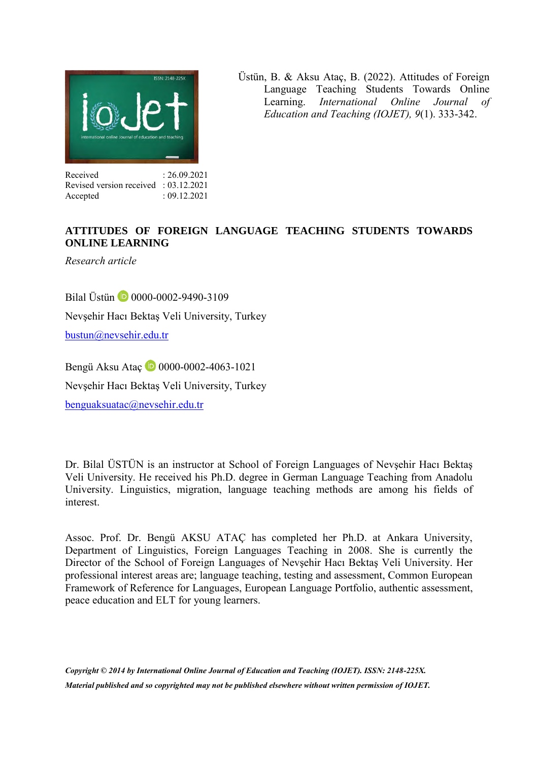Üstün, B. & Aksu Ataç, B. (2022). Attitudes of Foreign Language Teaching Students Towards Online Learning. *International Online Journal of Education and Teaching (IOJET), 9*(1). 333-342.

Received : 26.09.2021
Revised version received : 03.12.2021
Accepted : 09.12.2021

# ATTITUDES OF FOREIGN LANGUAGE TEACHING STUDENTS TOWARDS ONLINE LEARNING

*Research article*

Bilal Üstün 0000-0002-9490-3109

Nevşehir Hacı Bektaş Veli University, Turkey

bustun@nevsehir.edu.tr

Bengü Aksu Ataç 0000-0002-4063-1021

Nevşehir Hacı Bektaş Veli University, Turkey

benguaksuatac@nevsehir.edu.tr

Dr. Bilal ÜSTÜN is an instructor at School of Foreign Languages of Nevşehir Hacı Bektaş Veli University. He received his Ph.D. degree in German Language Teaching from Anadolu University. Linguistics, migration, language teaching methods are among his fields of interest.

Assoc. Prof. Dr. Bengü AKSU ATAÇ has completed her Ph.D. at Ankara University, Department of Linguistics, Foreign Languages Teaching in 2008. She is currently the Director of the School of Foreign Languages of Nevşehir Hacı Bektaş Veli University. Her professional interest areas are; language teaching, testing and assessment, Common European Framework of Reference for Languages, European Language Portfolio, authentic assessment, peace education and ELT for young learners.

***Copyright © 2014 by International Online Journal of Education and Teaching (IOJET). ISSN: 2148-225X. Material published and so copyrighted may not be published elsewhere without written permission of IOJET.***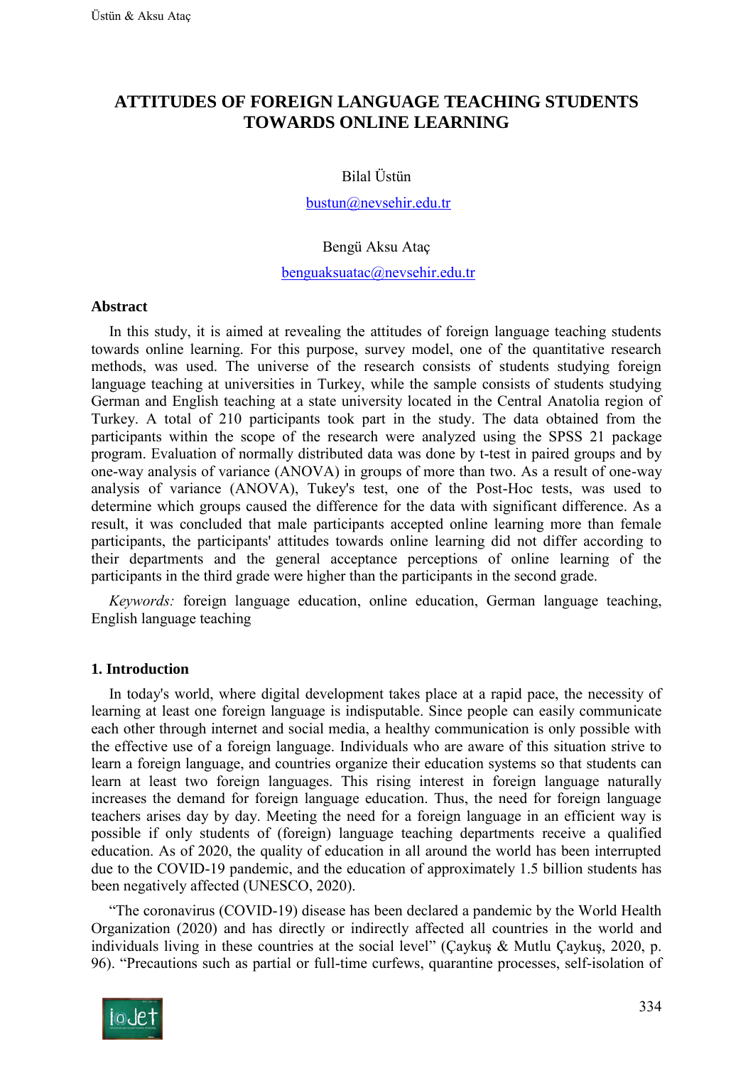# ATTITUDES OF FOREIGN LANGUAGE TEACHING STUDENTS TOWARDS ONLINE LEARNING

Bilal Üstün

bustun@nevsehir.edu.tr

Bengü Aksu Ataç

benguaksuatac@nevsehir.edu.tr

## Abstract

In this study, it is aimed at revealing the attitudes of foreign language teaching students towards online learning. For this purpose, survey model, one of the quantitative research methods, was used. The universe of the research consists of students studying foreign language teaching at universities in Turkey, while the sample consists of students studying German and English teaching at a state university located in the Central Anatolia region of Turkey. A total of 210 participants took part in the study. The data obtained from the participants within the scope of the research were analyzed using the SPSS 21 package program. Evaluation of normally distributed data was done by t-test in paired groups and by one-way analysis of variance (ANOVA) in groups of more than two. As a result of one-way analysis of variance (ANOVA), Tukey's test, one of the Post-Hoc tests, was used to determine which groups caused the difference for the data with significant difference. As a result, it was concluded that male participants accepted online learning more than female participants, the participants' attitudes towards online learning did not differ according to their departments and the general acceptance perceptions of online learning of the participants in the third grade were higher than the participants in the second grade.

*Keywords:* foreign language education, online education, German language teaching, English language teaching

## 1. Introduction

In today's world, where digital development takes place at a rapid pace, the necessity of learning at least one foreign language is indisputable. Since people can easily communicate each other through internet and social media, a healthy communication is only possible with the effective use of a foreign language. Individuals who are aware of this situation strive to learn a foreign language, and countries organize their education systems so that students can learn at least two foreign languages. This rising interest in foreign language naturally increases the demand for foreign language education. Thus, the need for foreign language teachers arises day by day. Meeting the need for a foreign language in an efficient way is possible if only students of (foreign) language teaching departments receive a qualified education. As of 2020, the quality of education in all around the world has been interrupted due to the COVID-19 pandemic, and the education of approximately 1.5 billion students has been negatively affected (UNESCO, 2020).

"The coronavirus (COVID-19) disease has been declared a pandemic by the World Health Organization (2020) and has directly or indirectly affected all countries in the world and individuals living in these countries at the social level" (Çaykuş & Mutlu Çaykuş, 2020, p. 96). "Precautions such as partial or full-time curfews, quarantine processes, self-isolation of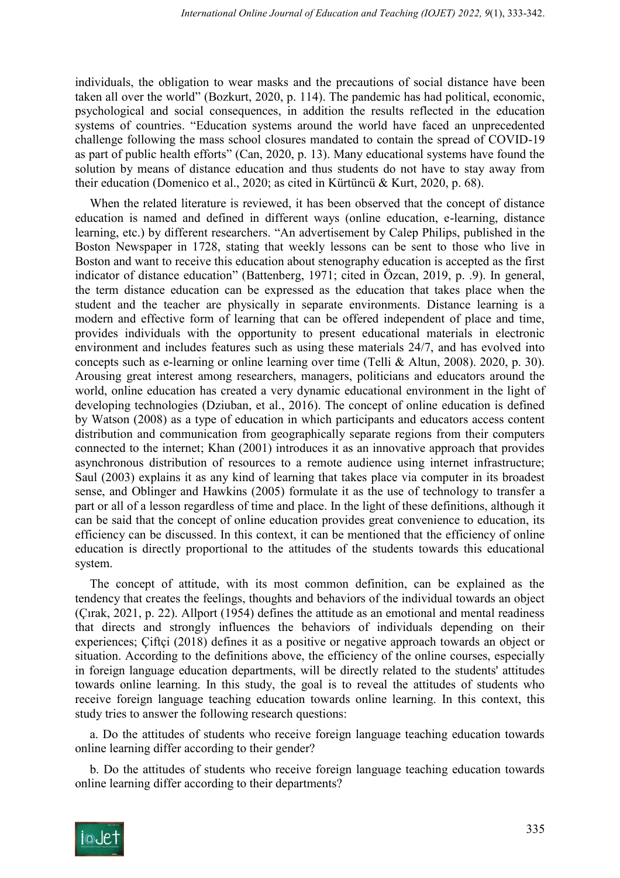individuals, the obligation to wear masks and the precautions of social distance have been taken all over the world" (Bozkurt, 2020, p. 114). The pandemic has had political, economic, psychological and social consequences, in addition the results reflected in the education systems of countries. "Education systems around the world have faced an unprecedented challenge following the mass school closures mandated to contain the spread of COVID-19 as part of public health efforts" (Can, 2020, p. 13). Many educational systems have found the solution by means of distance education and thus students do not have to stay away from their education (Domenico et al., 2020; as cited in Kürtüncü & Kurt, 2020, p. 68).

When the related literature is reviewed, it has been observed that the concept of distance education is named and defined in different ways (online education, e-learning, distance learning, etc.) by different researchers. "An advertisement by Calep Philips, published in the Boston Newspaper in 1728, stating that weekly lessons can be sent to those who live in Boston and want to receive this education about stenography education is accepted as the first indicator of distance education" (Battenberg, 1971; cited in Özcan, 2019, p. .9). In general, the term distance education can be expressed as the education that takes place when the student and the teacher are physically in separate environments. Distance learning is a modern and effective form of learning that can be offered independent of place and time, provides individuals with the opportunity to present educational materials in electronic environment and includes features such as using these materials 24/7, and has evolved into concepts such as e-learning or online learning over time (Telli & Altun, 2008). 2020, p. 30). Arousing great interest among researchers, managers, politicians and educators around the world, online education has created a very dynamic educational environment in the light of developing technologies (Dziuban, et al., 2016). The concept of online education is defined by Watson (2008) as a type of education in which participants and educators access content distribution and communication from geographically separate regions from their computers connected to the internet; Khan (2001) introduces it as an innovative approach that provides asynchronous distribution of resources to a remote audience using internet infrastructure; Saul (2003) explains it as any kind of learning that takes place via computer in its broadest sense, and Oblinger and Hawkins (2005) formulate it as the use of technology to transfer a part or all of a lesson regardless of time and place. In the light of these definitions, although it can be said that the concept of online education provides great convenience to education, its efficiency can be discussed. In this context, it can be mentioned that the efficiency of online education is directly proportional to the attitudes of the students towards this educational system.

The concept of attitude, with its most common definition, can be explained as the tendency that creates the feelings, thoughts and behaviors of the individual towards an object (Çırak, 2021, p. 22). Allport (1954) defines the attitude as an emotional and mental readiness that directs and strongly influences the behaviors of individuals depending on their experiences; Çiftçi (2018) defines it as a positive or negative approach towards an object or situation. According to the definitions above, the efficiency of the online courses, especially in foreign language education departments, will be directly related to the students' attitudes towards online learning. In this study, the goal is to reveal the attitudes of students who receive foreign language teaching education towards online learning. In this context, this study tries to answer the following research questions:

a. Do the attitudes of students who receive foreign language teaching education towards online learning differ according to their gender?

b. Do the attitudes of students who receive foreign language teaching education towards online learning differ according to their departments?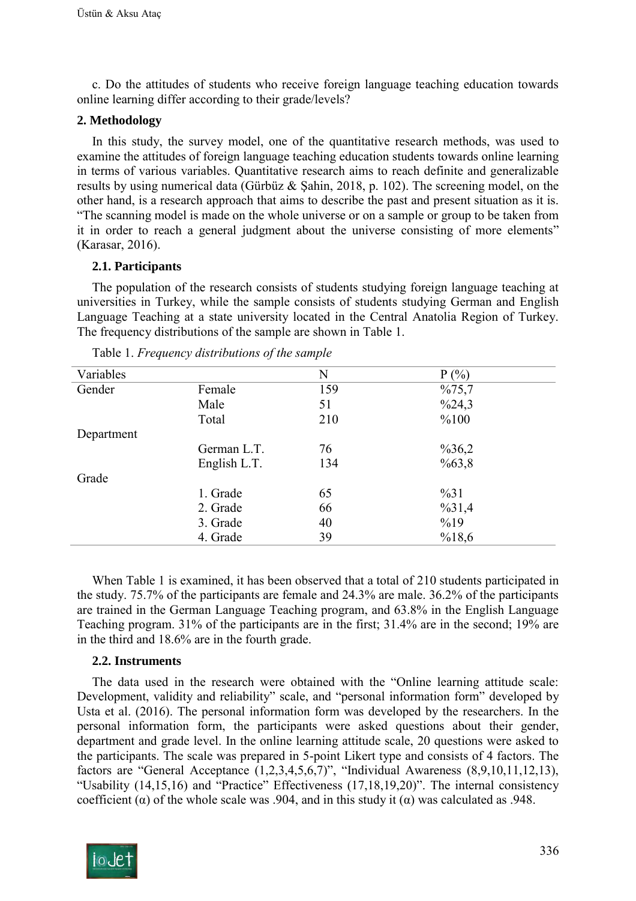c. Do the attitudes of students who receive foreign language teaching education towards online learning differ according to their grade/levels?

## 2. Methodology

In this study, the survey model, one of the quantitative research methods, was used to examine the attitudes of foreign language teaching education students towards online learning in terms of various variables. Quantitative research aims to reach definite and generalizable results by using numerical data (Gürbüz & Şahin, 2018, p. 102). The screening model, on the other hand, is a research approach that aims to describe the past and present situation as it is. "The scanning model is made on the whole universe or on a sample or group to be taken from it in order to reach a general judgment about the universe consisting of more elements" (Karasar, 2016).

### 2.1. Participants

The population of the research consists of students studying foreign language teaching at universities in Turkey, while the sample consists of students studying German and English Language Teaching at a state university located in the Central Anatolia Region of Turkey. The frequency distributions of the sample are shown in Table 1.

Table 1. *Frequency distributions of the sample*

| Variables | | N | P (%) |
|---|---|---|---|
| Gender | Female | 159 | %75,7 |
| | Male | 51 | %24,3 |
| | Total | 210 | %100 |
| Department | | | |
| | German L.T. | 76 | %36,2 |
| | English L.T. | 134 | %63,8 |
| Grade | | | |
| | 1. Grade | 65 | %31 |
| | 2. Grade | 66 | %31,4 |
| | 3. Grade | 40 | %19 |
| | 4. Grade | 39 | %18,6 |

When Table 1 is examined, it has been observed that a total of 210 students participated in the study. 75.7% of the participants are female and 24.3% are male. 36.2% of the participants are trained in the German Language Teaching program, and 63.8% in the English Language Teaching program. 31% of the participants are in the first; 31.4% are in the second; 19% are in the third and 18.6% are in the fourth grade.

### 2.2. Instruments

The data used in the research were obtained with the "Online learning attitude scale: Development, validity and reliability" scale, and "personal information form" developed by Usta et al. (2016). The personal information form was developed by the researchers. In the personal information form, the participants were asked questions about their gender, department and grade level. In the online learning attitude scale, 20 questions were asked to the participants. The scale was prepared in 5-point Likert type and consists of 4 factors. The factors are "General Acceptance (1,2,3,4,5,6,7)", "Individual Awareness (8,9,10,11,12,13), "Usability (14,15,16) and "Practice" Effectiveness (17,18,19,20)". The internal consistency coefficient (α) of the whole scale was .904, and in this study it (α) was calculated as .948.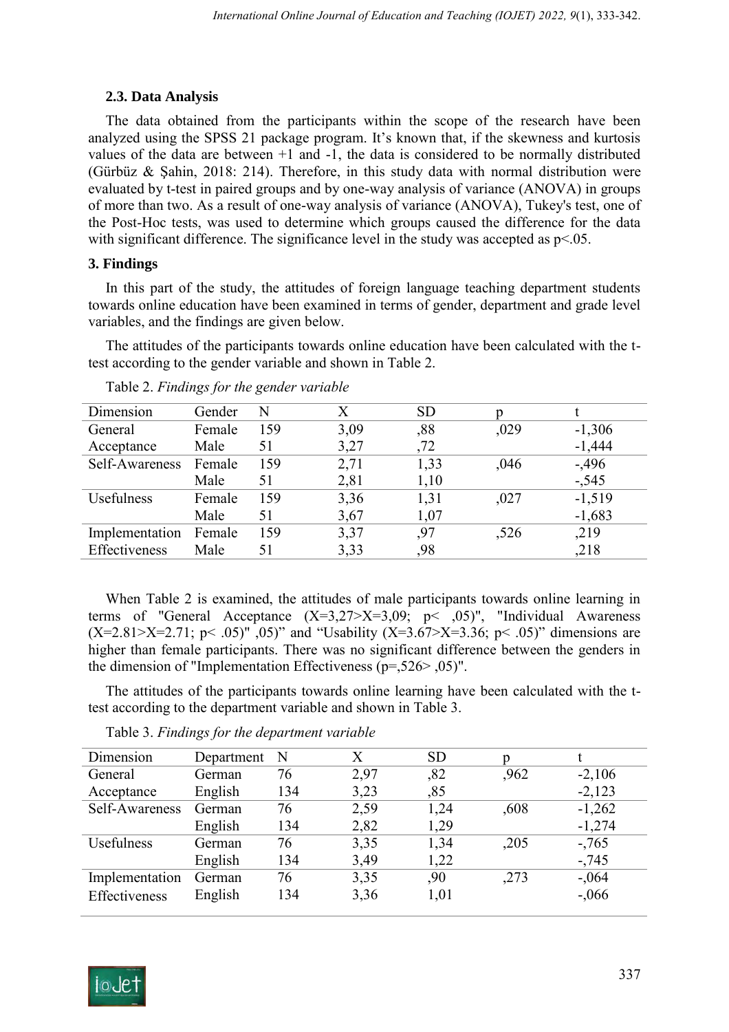### 2.3. Data Analysis

The data obtained from the participants within the scope of the research have been analyzed using the SPSS 21 package program. It's known that, if the skewness and kurtosis values of the data are between +1 and -1, the data is considered to be normally distributed (Gürbüz & Şahin, 2018: 214). Therefore, in this study data with normal distribution were evaluated by t-test in paired groups and by one-way analysis of variance (ANOVA) in groups of more than two. As a result of one-way analysis of variance (ANOVA), Tukey's test, one of the Post-Hoc tests, was used to determine which groups caused the difference for the data with significant difference. The significance level in the study was accepted as $p<.05$.

## 3. Findings

In this part of the study, the attitudes of foreign language teaching department students towards online education have been examined in terms of gender, department and grade level variables, and the findings are given below.

The attitudes of the participants towards online education have been calculated with the t-test according to the gender variable and shown in Table 2.

Table 2. *Findings for the gender variable*

| Dimension | Gender | N | X | SD | p | t |
|---|---|---|---|---|---|---|
| General Acceptance | Female | 159 | 3,09 | ,88 | ,029 | -1,306 |
| | Male | 51 | 3,27 | ,72 | | -1,444 |
| Self-Awareness | Female | 159 | 2,71 | 1,33 | ,046 | -,496 |
| | Male | 51 | 2,81 | 1,10 | | -,545 |
| Usefulness | Female | 159 | 3,36 | 1,31 | ,027 | -1,519 |
| | Male | 51 | 3,67 | 1,07 | | -1,683 |
| Implementation Effectiveness | Female | 159 | 3,37 | ,97 | ,526 | ,219 |
| | Male | 51 | 3,33 | ,98 | | ,218 |

When Table 2 is examined, the attitudes of male participants towards online learning in terms of "General Acceptance ($X=3,27>X=3,09$; $p<,05$)", "Individual Awareness ($X=2.81>X=2.71$; $p<.05$)" ,05)" and "Usability ($X=3.67>X=3.36$; $p<.05$)" dimensions are higher than female participants. There was no significant difference between the genders in the dimension of "Implementation Effectiveness ($p=,526>,05$)".

The attitudes of the participants towards online learning have been calculated with the t-test according to the department variable and shown in Table 3.

Table 3. *Findings for the department variable*

| Dimension | Department | N | X | SD | p | t |
|---|---|---|---|---|---|---|
| General Acceptance | German | 76 | 2,97 | ,82 | ,962 | -2,106 |
| | English | 134 | 3,23 | ,85 | | -2,123 |
| Self-Awareness | German | 76 | 2,59 | 1,24 | ,608 | -1,262 |
| | English | 134 | 2,82 | 1,29 | | -1,274 |
| Usefulness | German | 76 | 3,35 | 1,34 | ,205 | -,765 |
| | English | 134 | 3,49 | 1,22 | | -,745 |
| Implementation Effectiveness | German | 76 | 3,35 | ,90 | ,273 | -,064 |
| | English | 134 | 3,36 | 1,01 | | -,066 |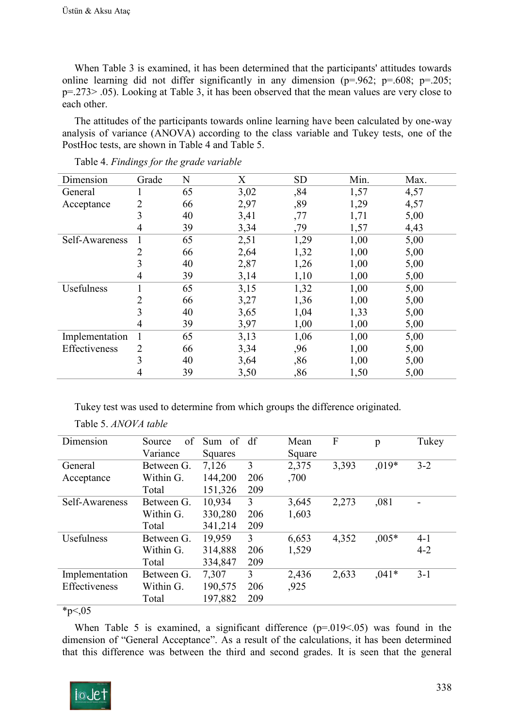When Table 3 is examined, it has been determined that the participants' attitudes towards online learning did not differ significantly in any dimension (p=.962; p=.608; p=.205; p=.273> .05). Looking at Table 3, it has been observed that the mean values are very close to each other.

The attitudes of the participants towards online learning have been calculated by one-way analysis of variance (ANOVA) according to the class variable and Tukey tests, one of the PostHoc tests, are shown in Table 4 and Table 5.

Table 4. *Findings for the grade variable*

| Dimension | Grade | N | X | SD | Min. | Max. |
|---|---|---|---|---|---|---|
| General Acceptance | 1 | 65 | 3,02 | ,84 | 1,57 | 4,57 |
| | 2 | 66 | 2,97 | ,89 | 1,29 | 4,57 |
| | 3 | 40 | 3,41 | ,77 | 1,71 | 5,00 |
| | 4 | 39 | 3,34 | ,79 | 1,57 | 4,43 |
| Self-Awareness | 1 | 65 | 2,51 | 1,29 | 1,00 | 5,00 |
| | 2 | 66 | 2,64 | 1,32 | 1,00 | 5,00 |
| | 3 | 40 | 2,87 | 1,26 | 1,00 | 5,00 |
| | 4 | 39 | 3,14 | 1,10 | 1,00 | 5,00 |
| Usefulness | 1 | 65 | 3,15 | 1,32 | 1,00 | 5,00 |
| | 2 | 66 | 3,27 | 1,36 | 1,00 | 5,00 |
| | 3 | 40 | 3,65 | 1,04 | 1,33 | 5,00 |
| | 4 | 39 | 3,97 | 1,00 | 1,00 | 5,00 |
| Implementation Effectiveness | 1 | 65 | 3,13 | 1,06 | 1,00 | 5,00 |
| | 2 | 66 | 3,34 | ,96 | 1,00 | 5,00 |
| | 3 | 40 | 3,64 | ,86 | 1,00 | 5,00 |
| | 4 | 39 | 3,50 | ,86 | 1,50 | 5,00 |

Tukey test was used to determine from which groups the difference originated.

Table 5. *ANOVA table*

| Dimension | Source of Variance | Sum of Squares | df | Mean Square | F | p | Tukey |
|---|---|---|---|---|---|---|---|
| General Acceptance | Between G. | 7,126 | 3 | 2,375 | 3,393 | ,019* | 3-2 |
| | Within G. | 144,200 | 206 | ,700 | | | |
| | Total | 151,326 | 209 | | | | |
| Self-Awareness | Between G. | 10,934 | 3 | 3,645 | 2,273 | ,081 | - |
| | Within G. | 330,280 | 206 | 1,603 | | | |
| | Total | 341,214 | 209 | | | | |
| Usefulness | Between G. | 19,959 | 3 | 6,653 | 4,352 | ,005* | 4-1<br>4-2 |
| | Within G. | 314,888 | 206 | 1,529 | | | |
| | Total | 334,847 | 209 | | | | |
| Implementation Effectiveness | Between G. | 7,307 | 3 | 2,436 | 2,633 | ,041* | 3-1 |
| | Within G. | 190,575 | 206 | ,925 | | | |
| | Total | 197,882 | 209 | | | | |

*p<,05

When Table 5 is examined, a significant difference (p=.019<.05) was found in the dimension of "General Acceptance". As a result of the calculations, it has been determined that this difference was between the third and second grades. It is seen that the general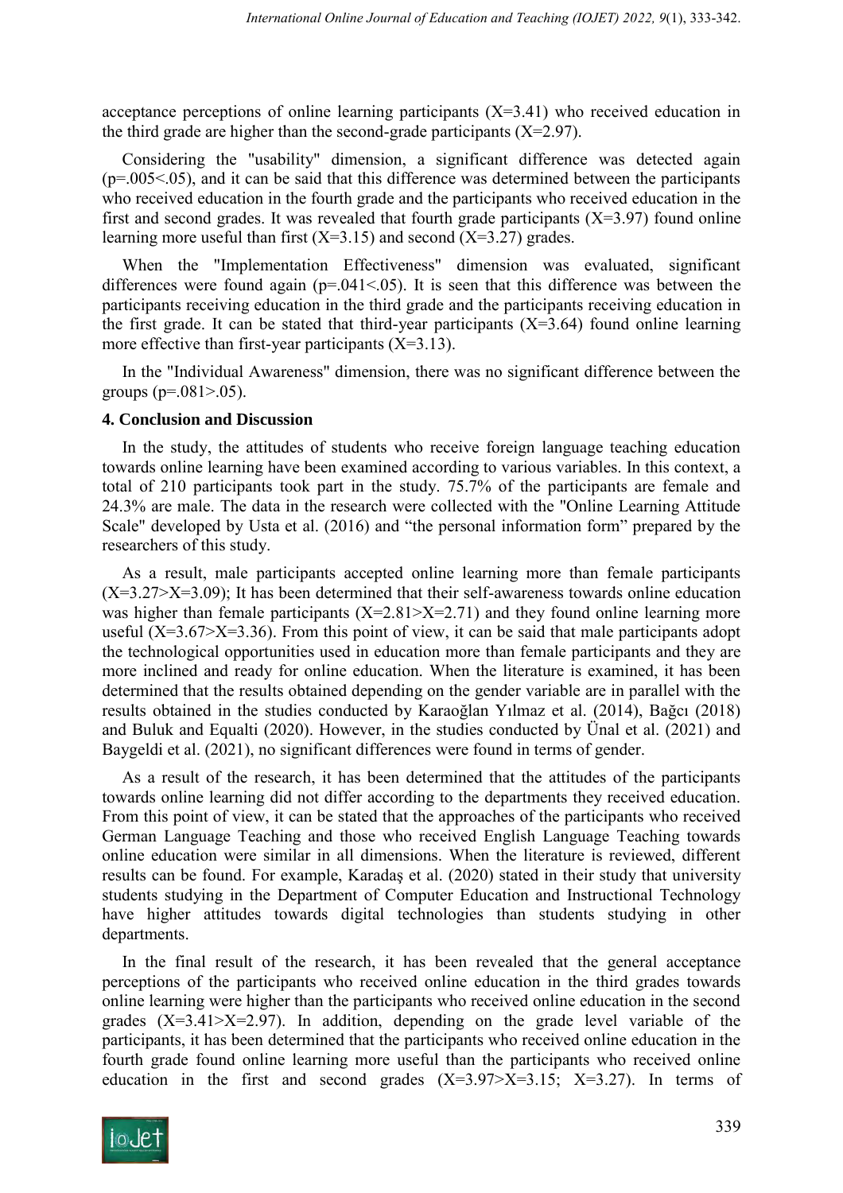acceptance perceptions of online learning participants ($X=3.41$) who received education in the third grade are higher than the second-grade participants ($X=2.97$).

Considering the "usability" dimension, a significant difference was detected again ($p=.005<.05$), and it can be said that this difference was determined between the participants who received education in the fourth grade and the participants who received education in the first and second grades. It was revealed that fourth grade participants ($X=3.97$) found online learning more useful than first ($X=3.15$) and second ($X=3.27$) grades.

When the "Implementation Effectiveness" dimension was evaluated, significant differences were found again ($p=.041<.05$). It is seen that this difference was between the participants receiving education in the third grade and the participants receiving education in the first grade. It can be stated that third-year participants ($X=3.64$) found online learning more effective than first-year participants ($X=3.13$).

In the "Individual Awareness" dimension, there was no significant difference between the groups ($p=.081>.05$).

## 4. Conclusion and Discussion

In the study, the attitudes of students who receive foreign language teaching education towards online learning have been examined according to various variables. In this context, a total of 210 participants took part in the study. 75.7% of the participants are female and 24.3% are male. The data in the research were collected with the "Online Learning Attitude Scale" developed by Usta et al. (2016) and "the personal information form" prepared by the researchers of this study.

As a result, male participants accepted online learning more than female participants ($X=3.27>X=3.09$); It has been determined that their self-awareness towards online education was higher than female participants ($X=2.81>X=2.71$) and they found online learning more useful ($X=3.67>X=3.36$). From this point of view, it can be said that male participants adopt the technological opportunities used in education more than female participants and they are more inclined and ready for online education. When the literature is examined, it has been determined that the results obtained depending on the gender variable are in parallel with the results obtained in the studies conducted by Karaoğlan Yılmaz et al. (2014), Bağcı (2018) and Buluk and Equalti (2020). However, in the studies conducted by Ünal et al. (2021) and Baygeldi et al. (2021), no significant differences were found in terms of gender.

As a result of the research, it has been determined that the attitudes of the participants towards online learning did not differ according to the departments they received education. From this point of view, it can be stated that the approaches of the participants who received German Language Teaching and those who received English Language Teaching towards online education were similar in all dimensions. When the literature is reviewed, different results can be found. For example, Karadaş et al. (2020) stated in their study that university students studying in the Department of Computer Education and Instructional Technology have higher attitudes towards digital technologies than students studying in other departments.

In the final result of the research, it has been revealed that the general acceptance perceptions of the participants who received online education in the third grades towards online learning were higher than the participants who received online education in the second grades ($X=3.41>X=2.97$). In addition, depending on the grade level variable of the participants, it has been determined that the participants who received online education in the fourth grade found online learning more useful than the participants who received online education in the first and second grades ($X=3.97>X=3.15$; $X=3.27$). In terms of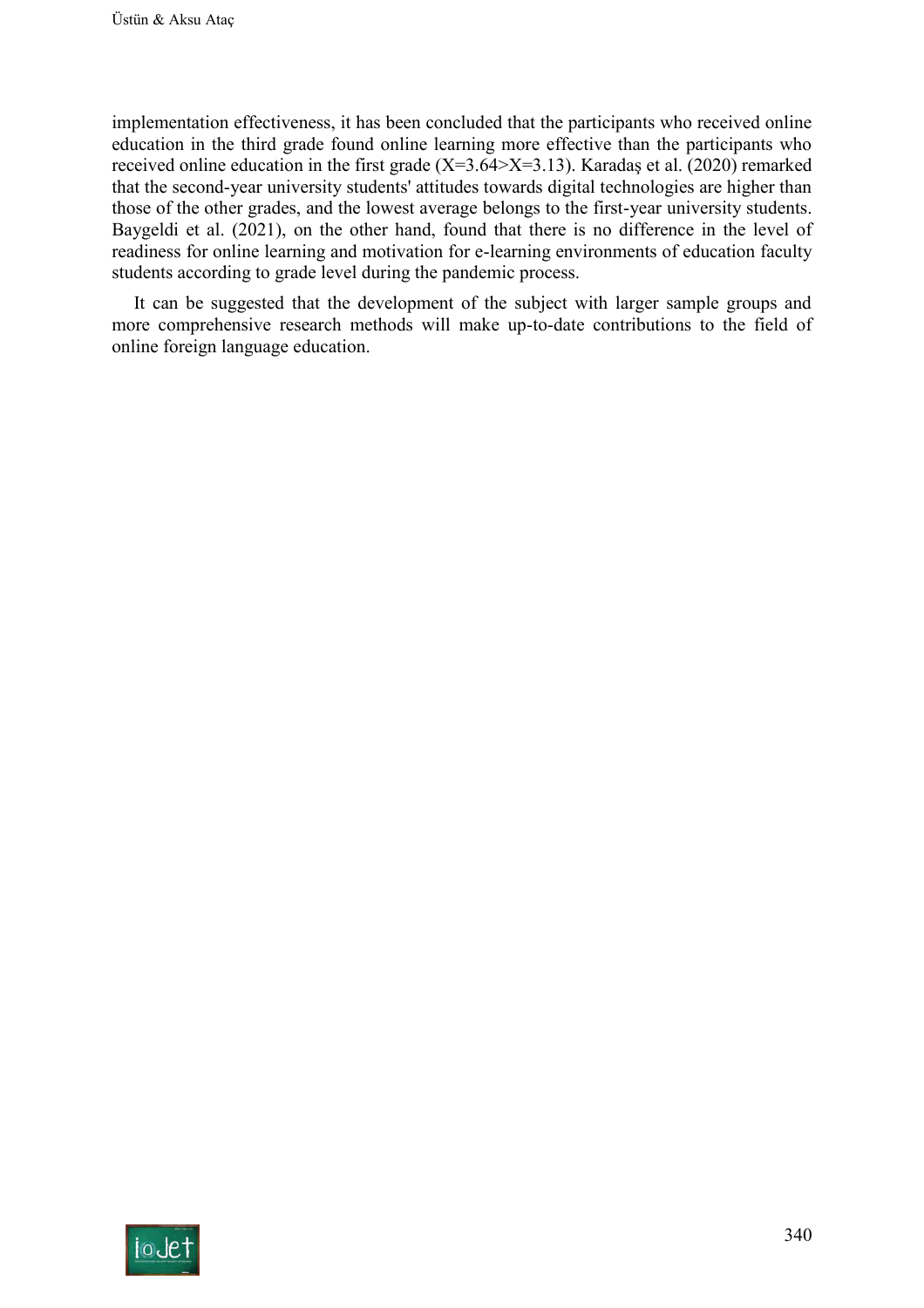implementation effectiveness, it has been concluded that the participants who received online education in the third grade found online learning more effective than the participants who received online education in the first grade ($X=3.64>X=3.13$). Karadaş et al. (2020) remarked that the second-year university students' attitudes towards digital technologies are higher than those of the other grades, and the lowest average belongs to the first-year university students. Baygeldi et al. (2021), on the other hand, found that there is no difference in the level of readiness for online learning and motivation for e-learning environments of education faculty students according to grade level during the pandemic process.

It can be suggested that the development of the subject with larger sample groups and more comprehensive research methods will make up-to-date contributions to the field of online foreign language education.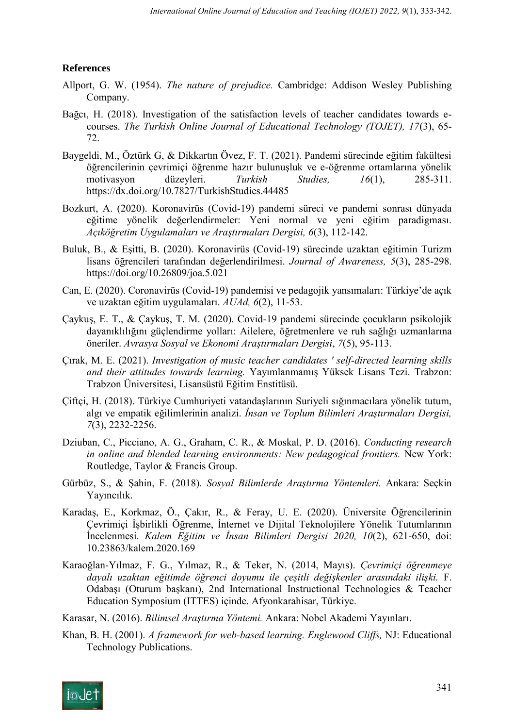**References**

Allport, G. W. (1954). *The nature of prejudice.* Cambridge: Addison Wesley Publishing Company.

Bağcı, H. (2018). Investigation of the satisfaction levels of teacher candidates towards e-courses. *The Turkish Online Journal of Educational Technology (TOJET), 17*(3), 65-72.

Baygeldi, M., Öztürk G, & Dikkartın Övez, F. T. (2021). Pandemi sürecinde eğitim fakültesi öğrencilerinin çevrimiçi öğrenme hazır bulunuşluk ve e-öğrenme ortamlarına yönelik motivasyon düzeyleri. *Turkish Studies, 16*(1), 285-311. https://dx.doi.org/10.7827/TurkishStudies.44485

Bozkurt, A. (2020). Koronavirüs (Covid-19) pandemi süreci ve pandemi sonrası dünyada eğitime yönelik değerlendirmeler: Yeni normal ve yeni eğitim paradigması. *Açıköğretim Uygulamaları ve Araştırmaları Dergisi, 6*(3), 112-142.

Buluk, B., & Eşitti, B. (2020). Koronavirüs (Covid-19) sürecinde uzaktan eğitimin Turizm lisans öğrencileri tarafından değerlendirilmesi. *Journal of Awareness, 5*(3), 285-298. https://doi.org/10.26809/joa.5.021

Can, E. (2020). Coronavirüs (Covid-19) pandemisi ve pedagojik yansımaları: Türkiye'de açık ve uzaktan eğitim uygulamaları. *AUAd, 6*(2), 11-53.

Çaykuş, E. T., & Çaykuş, T. M. (2020). Covid-19 pandemi sürecinde çocukların psikolojik dayanıklılığını güçlendirme yolları: Ailelere, öğretmenlere ve ruh sağlığı uzmanlarına öneriler. *Avrasya Sosyal ve Ekonomi Araştırmaları Dergisi*, *7*(5), 95-113.

Çırak, M. E. (2021). *Investigation of music teacher candidates ' self-directed learning skills and their attitudes towards learning.* Yayımlanmamış Yüksek Lisans Tezi. Trabzon: Trabzon Üniversitesi, Lisansüstü Eğitim Enstitüsü.

Çiftçi, H. (2018). Türkiye Cumhuriyeti vatandaşlarının Suriyeli sığınmacılara yönelik tutum, algı ve empatik eğilimlerinin analizi. *İnsan ve Toplum Bilimleri Araştırmaları Dergisi, 7*(3), 2232-2256.

Dziuban, C., Picciano, A. G., Graham, C. R., & Moskal, P. D. (2016). *Conducting research in online and blended learning environments: New pedagogical frontiers.* New York: Routledge, Taylor & Francis Group.

Gürbüz, S., & Şahin, F. (2018). *Sosyal Bilimlerde Araştırma Yöntemleri.* Ankara: Seçkin Yayıncılık.

Karadaş, E., Korkmaz, Ö., Çakır, R., & Feray, U. E. (2020). Üniversite Öğrencilerinin Çevrimiçi İşbirlikli Öğrenme, İnternet ve Dijital Teknolojilere Yönelik Tutumlarının İncelenmesi. *Kalem Eğitim ve İnsan Bilimleri Dergisi 2020, 10*(2), 621-650, doi: 10.23863/kalem.2020.169

Karaoğlan-Yılmaz, F. G., Yılmaz, R., & Teker, N. (2014, Mayıs). *Çevrimiçi öğrenmeye dayalı uzaktan eğitimde öğrenci doyumu ile çeşitli değişkenler arasındaki ilişki.* F. Odabaşı (Oturum başkanı), 2nd International Instructional Technologies & Teacher Education Symposium (ITTES) içinde. Afyonkarahisar, Türkiye.

Karasar, N. (2016). *Bilimsel Araştırma Yöntemi.* Ankara: Nobel Akademi Yayınları.

Khan, B. H. (2001). *A framework for web-based learning. Englewood Cliffs,* NJ: Educational Technology Publications.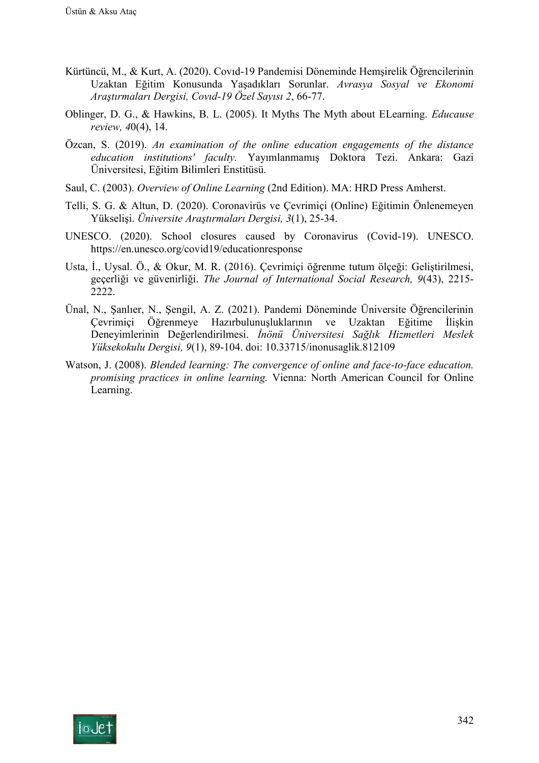Kürtüncü, M., & Kurt, A. (2020). Covıd-19 Pandemisi Döneminde Hemşirelik Öğrencilerinin Uzaktan Eğitim Konusunda Yaşadıkları Sorunlar. *Avrasya Sosyal ve Ekonomi Araştırmaları Dergisi, Covıd-19 Özel Sayısı 2*, 66-77.

Oblinger, D. G., & Hawkins, B. L. (2005). It Myths The Myth about ELearning. *Educause review, 4*0(4), 14.

Özcan, S. (2019). *An examination of the online education engagements of the distance education institutions' faculty.* Yayımlanmamış Doktora Tezi. Ankara: Gazi Üniversitesi, Eğitim Bilimleri Enstitüsü.

Saul, C. (2003). *Overview of Online Learning* (2nd Edition). MA: HRD Press Amherst.

Telli, S. G. & Altun, D. (2020). Coronavirüs ve Çevrimiçi (Online) Eğitimin Önlenemeyen Yükselişi. *Üniversite Araştırmaları Dergisi, 3*(1), 25-34.

UNESCO. (2020). School closures caused by Coronavirus (Covid-19). UNESCO. https://en.unesco.org/covid19/educationresponse

Usta, İ., Uysal. Ö., & Okur, M. R. (2016). Çevrimiçi öğrenme tutum ölçeği: Geliştirilmesi, geçerliği ve güvenirliği. *The Journal of International Social Research, 9*(43), 2215-2222.

Ünal, N., Şanlıer, N., Şengil, A. Z. (2021). Pandemi Döneminde Üniversite Öğrencilerinin Çevrimiçi Öğrenmeye Hazırbulunuşluklarının ve Uzaktan Eğitime İlişkin Deneyimlerinin Değerlendirilmesi. *İnönü Üniversitesi Sağlık Hizmetleri Meslek Yüksekokulu Dergisi, 9*(1), 89-104. doi: 10.33715/inonusaglik.812109

Watson, J. (2008). *Blended learning: The convergence of online and face-to-face education. promising practices in online learning.* Vienna: North American Council for Online Learning.